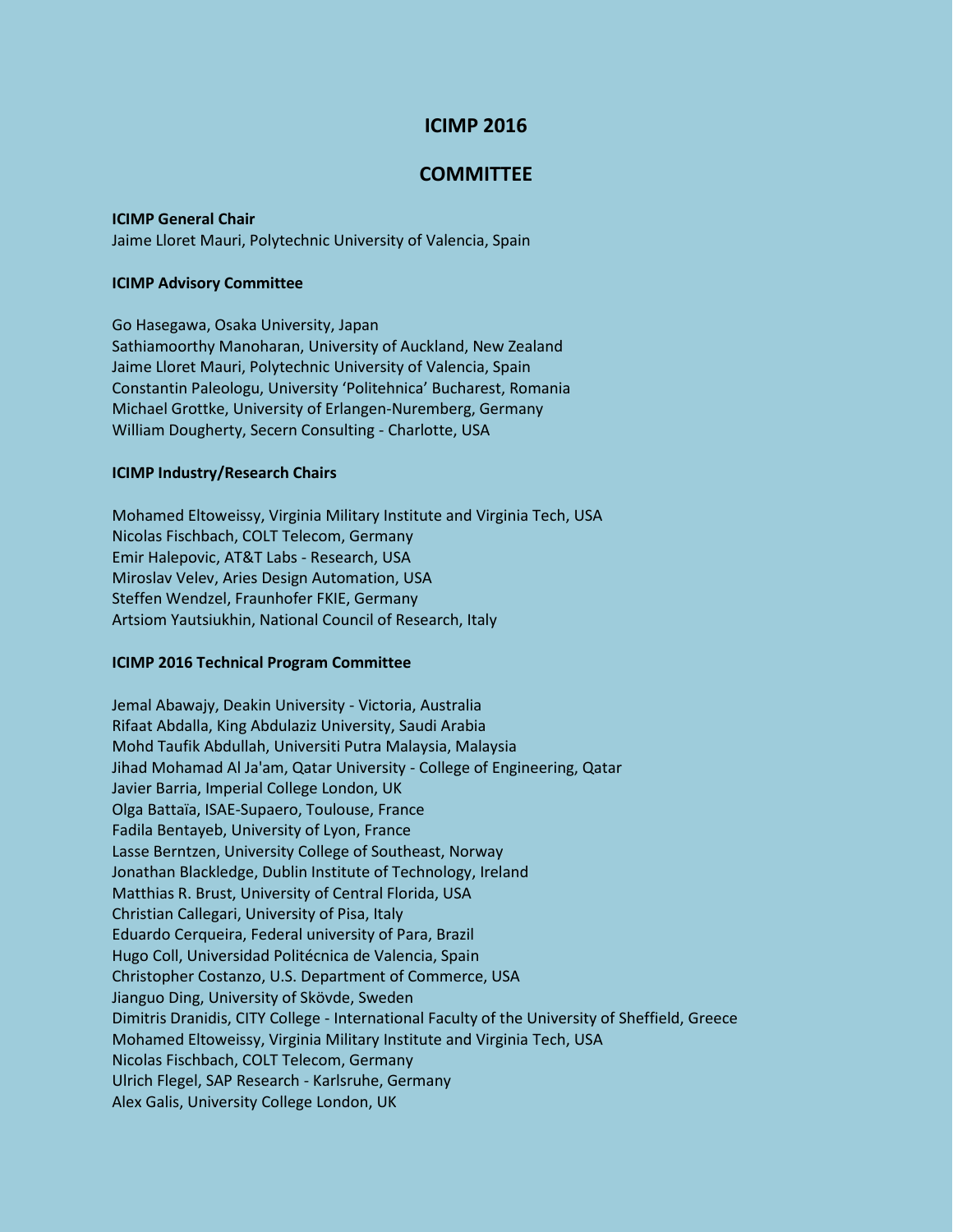# ICIMP 2016

## COMMITTEE

**ICIMP General Chair**

Jaime Lloret Mauri, Polytechnic University of Valencia, Spain

**ICIMP Advisory Committee**

Go Hasegawa, Osaka University, Japan
Sathiamoorthy Manoharan, University of Auckland, New Zealand
Jaime Lloret Mauri, Polytechnic University of Valencia, Spain
Constantin Paleologu, University 'Politehnica' Bucharest, Romania
Michael Grottke, University of Erlangen-Nuremberg, Germany
William Dougherty, Secern Consulting - Charlotte, USA

**ICIMP Industry/Research Chairs**

Mohamed Eltoweissy, Virginia Military Institute and Virginia Tech, USA
Nicolas Fischbach, COLT Telecom, Germany
Emir Halepovic, AT&T Labs - Research, USA
Miroslav Velev, Aries Design Automation, USA
Steffen Wendzel, Fraunhofer FKIE, Germany
Artsiom Yautsiukhin, National Council of Research, Italy

**ICIMP 2016 Technical Program Committee**

Jemal Abawajy, Deakin University - Victoria, Australia
Rifaat Abdalla, King Abdulaziz University, Saudi Arabia
Mohd Taufik Abdullah, Universiti Putra Malaysia, Malaysia
Jihad Mohamad Al Ja'am, Qatar University - College of Engineering, Qatar
Javier Barria, Imperial College London, UK
Olga Battaïa, ISAE-Supaero, Toulouse, France
Fadila Bentayeb, University of Lyon, France
Lasse Berntzen, University College of Southeast, Norway
Jonathan Blackledge, Dublin Institute of Technology, Ireland
Matthias R. Brust, University of Central Florida, USA
Christian Callegari, University of Pisa, Italy
Eduardo Cerqueira, Federal university of Para, Brazil
Hugo Coll, Universidad Politécnica de Valencia, Spain
Christopher Costanzo, U.S. Department of Commerce, USA
Jianguo Ding, University of Skövde, Sweden
Dimitris Dranidis, CITY College - International Faculty of the University of Sheffield, Greece
Mohamed Eltoweissy, Virginia Military Institute and Virginia Tech, USA
Nicolas Fischbach, COLT Telecom, Germany
Ulrich Flegel, SAP Research - Karlsruhe, Germany
Alex Galis, University College London, UK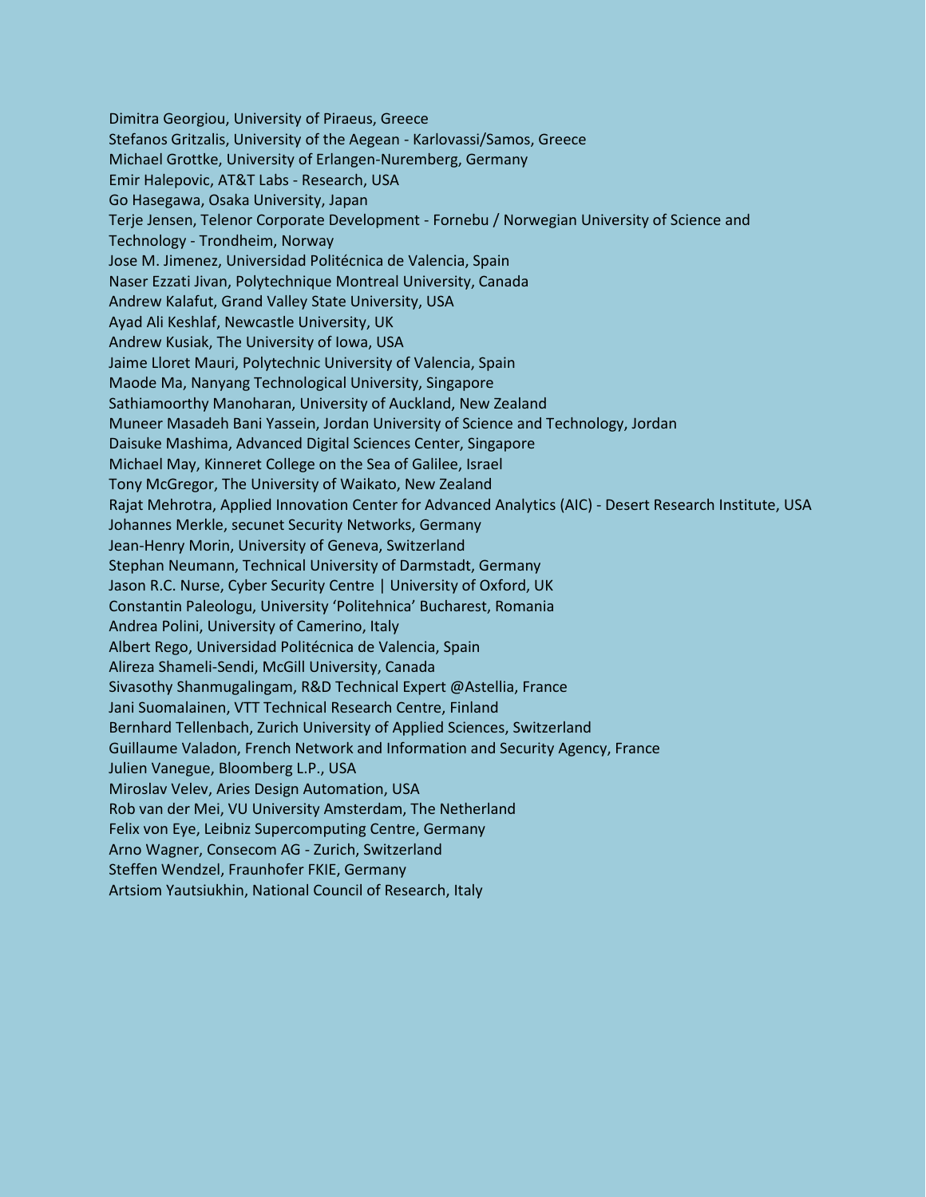Dimitra Georgiou, University of Piraeus, Greece
Stefanos Gritzalis, University of the Aegean - Karlovassi/Samos, Greece
Michael Grottke, University of Erlangen-Nuremberg, Germany
Emir Halepovic, AT&T Labs - Research, USA
Go Hasegawa, Osaka University, Japan
Terje Jensen, Telenor Corporate Development - Fornebu / Norwegian University of Science and Technology - Trondheim, Norway
Jose M. Jimenez, Universidad Politécnica de Valencia, Spain
Naser Ezzati Jivan, Polytechnique Montreal University, Canada
Andrew Kalafut, Grand Valley State University, USA
Ayad Ali Keshlaf, Newcastle University, UK
Andrew Kusiak, The University of Iowa, USA
Jaime Lloret Mauri, Polytechnic University of Valencia, Spain
Maode Ma, Nanyang Technological University, Singapore
Sathiamoorthy Manoharan, University of Auckland, New Zealand
Muneer Masadeh Bani Yassein, Jordan University of Science and Technology, Jordan
Daisuke Mashima, Advanced Digital Sciences Center, Singapore
Michael May, Kinneret College on the Sea of Galilee, Israel
Tony McGregor, The University of Waikato, New Zealand
Rajat Mehrotra, Applied Innovation Center for Advanced Analytics (AIC) - Desert Research Institute, USA
Johannes Merkle, secunet Security Networks, Germany
Jean-Henry Morin, University of Geneva, Switzerland
Stephan Neumann, Technical University of Darmstadt, Germany
Jason R.C. Nurse, Cyber Security Centre | University of Oxford, UK
Constantin Paleologu, University 'Politehnica' Bucharest, Romania
Andrea Polini, University of Camerino, Italy
Albert Rego, Universidad Politécnica de Valencia, Spain
Alireza Shameli-Sendi, McGill University, Canada
Sivasothy Shanmugalingam, R&D Technical Expert @Astellia, France
Jani Suomalainen, VTT Technical Research Centre, Finland
Bernhard Tellenbach, Zurich University of Applied Sciences, Switzerland
Guillaume Valadon, French Network and Information and Security Agency, France
Julien Vanegue, Bloomberg L.P., USA
Miroslav Velev, Aries Design Automation, USA
Rob van der Mei, VU University Amsterdam, The Netherland
Felix von Eye, Leibniz Supercomputing Centre, Germany
Arno Wagner, Consecom AG - Zurich, Switzerland
Steffen Wendzel, Fraunhofer FKIE, Germany
Artsiom Yautsiukhin, National Council of Research, Italy